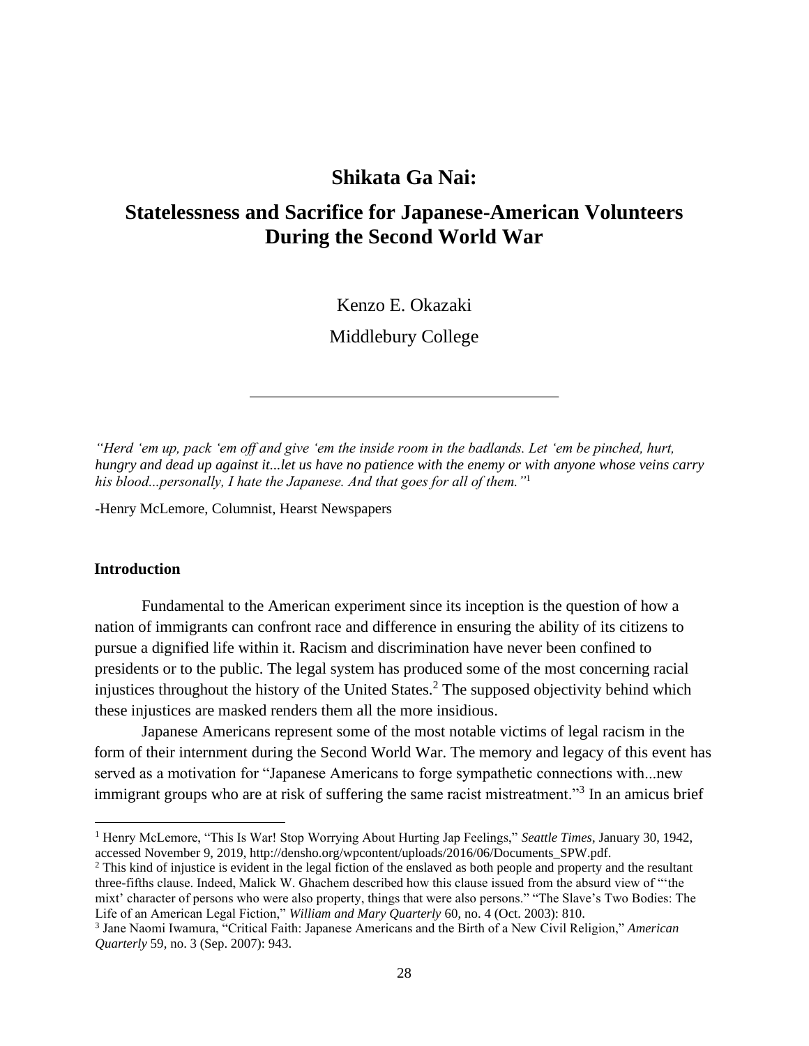# Shikata Ga Nai:

## Statelessness and Sacrifice for Japanese-American Volunteers During the Second World War

Kenzo E. Okazaki

Middlebury College

---

*"Herd 'em up, pack 'em off and give 'em the inside room in the badlands. Let 'em be pinched, hurt, hungry and dead up against it...let us have no patience with the enemy or with anyone whose veins carry his blood...personally, I hate the Japanese. And that goes for all of them."*[1]

-Henry McLemore, Columnist, Hearst Newspapers

### Introduction

Fundamental to the American experiment since its inception is the question of how a nation of immigrants can confront race and difference in ensuring the ability of its citizens to pursue a dignified life within it. Racism and discrimination have never been confined to presidents or to the public. The legal system has produced some of the most concerning racial injustices throughout the history of the United States.[2] The supposed objectivity behind which these injustices are masked renders them all the more insidious.

Japanese Americans represent some of the most notable victims of legal racism in the form of their internment during the Second World War. The memory and legacy of this event has served as a motivation for "Japanese Americans to forge sympathetic connections with...new immigrant groups who are at risk of suffering the same racist mistreatment."[3] In an amicus brief

---

[1] Henry McLemore, "This Is War! Stop Worrying About Hurting Jap Feelings," *Seattle Times*, January 30, 1942, accessed November 9, 2019, http://densho.org/wpcontent/uploads/2016/06/Documents_SPW.pdf.

[2] This kind of injustice is evident in the legal fiction of the enslaved as both people and property and the resultant three-fifths clause. Indeed, Malick W. Ghachem described how this clause issued from the absurd view of "'the mixt' character of persons who were also property, things that were also persons." "The Slave's Two Bodies: The Life of an American Legal Fiction," *William and Mary Quarterly* 60, no. 4 (Oct. 2003): 810.

[3] Jane Naomi Iwamura, "Critical Faith: Japanese Americans and the Birth of a New Civil Religion," *American Quarterly* 59, no. 3 (Sep. 2007): 943.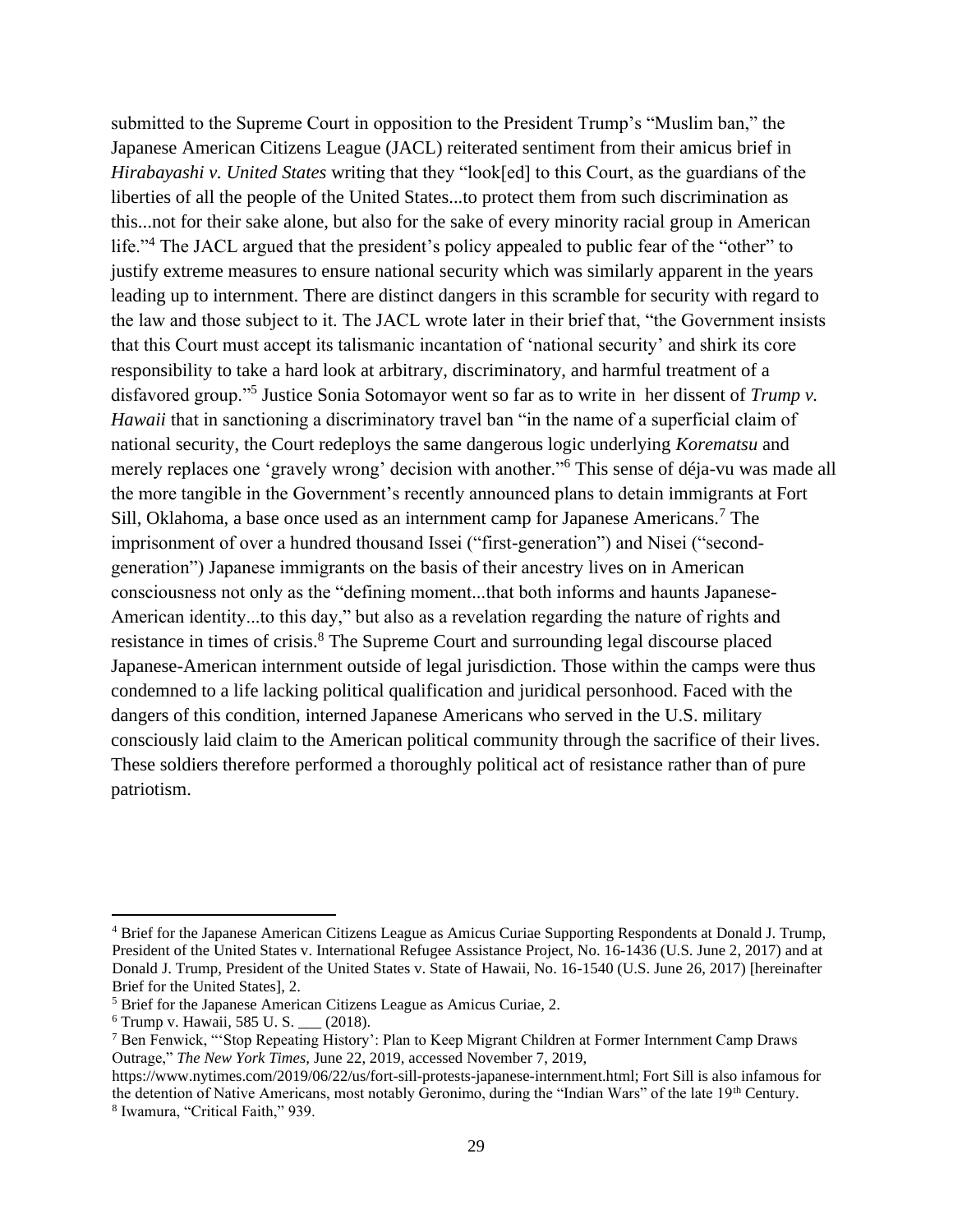submitted to the Supreme Court in opposition to the President Trump's "Muslim ban," the Japanese American Citizens League (JACL) reiterated sentiment from their amicus brief in *Hirabayashi v. United States* writing that they "look[ed] to this Court, as the guardians of the liberties of all the people of the United States...to protect them from such discrimination as this...not for their sake alone, but also for the sake of every minority racial group in American life."[4] The JACL argued that the president's policy appealed to public fear of the "other" to justify extreme measures to ensure national security which was similarly apparent in the years leading up to internment. There are distinct dangers in this scramble for security with regard to the law and those subject to it. The JACL wrote later in their brief that, "the Government insists that this Court must accept its talismanic incantation of 'national security' and shirk its core responsibility to take a hard look at arbitrary, discriminatory, and harmful treatment of a disfavored group."[5] Justice Sonia Sotomayor went so far as to write in her dissent of *Trump v. Hawaii* that in sanctioning a discriminatory travel ban "in the name of a superficial claim of national security, the Court redeploys the same dangerous logic underlying *Korematsu* and merely replaces one 'gravely wrong' decision with another."[6] This sense of déja-vu was made all the more tangible in the Government's recently announced plans to detain immigrants at Fort Sill, Oklahoma, a base once used as an internment camp for Japanese Americans.[7] The imprisonment of over a hundred thousand Issei ("first-generation") and Nisei ("second-generation") Japanese immigrants on the basis of their ancestry lives on in American consciousness not only as the "defining moment...that both informs and haunts Japanese-American identity...to this day," but also as a revelation regarding the nature of rights and resistance in times of crisis.[8] The Supreme Court and surrounding legal discourse placed Japanese-American internment outside of legal jurisdiction. Those within the camps were thus condemned to a life lacking political qualification and juridical personhood. Faced with the dangers of this condition, interned Japanese Americans who served in the U.S. military consciously laid claim to the American political community through the sacrifice of their lives. These soldiers therefore performed a thoroughly political act of resistance rather than of pure patriotism.

---

[4] Brief for the Japanese American Citizens League as Amicus Curiae Supporting Respondents at Donald J. Trump, President of the United States v. International Refugee Assistance Project, No. 16-1436 (U.S. June 2, 2017) and at Donald J. Trump, President of the United States v. State of Hawaii, No. 16-1540 (U.S. June 26, 2017) [hereinafter Brief for the United States], 2.

[5] Brief for the Japanese American Citizens League as Amicus Curiae, 2.

[6] Trump v. Hawaii, 585 U. S. ___ (2018).

[7] Ben Fenwick, "'Stop Repeating History': Plan to Keep Migrant Children at Former Internment Camp Draws Outrage," *The New York Times*, June 22, 2019, accessed November 7, 2019, https://www.nytimes.com/2019/06/22/us/fort-sill-protests-japanese-internment.html; Fort Sill is also infamous for the detention of Native Americans, most notably Geronimo, during the "Indian Wars" of the late 19th Century.

[8] Iwamura, "Critical Faith," 939.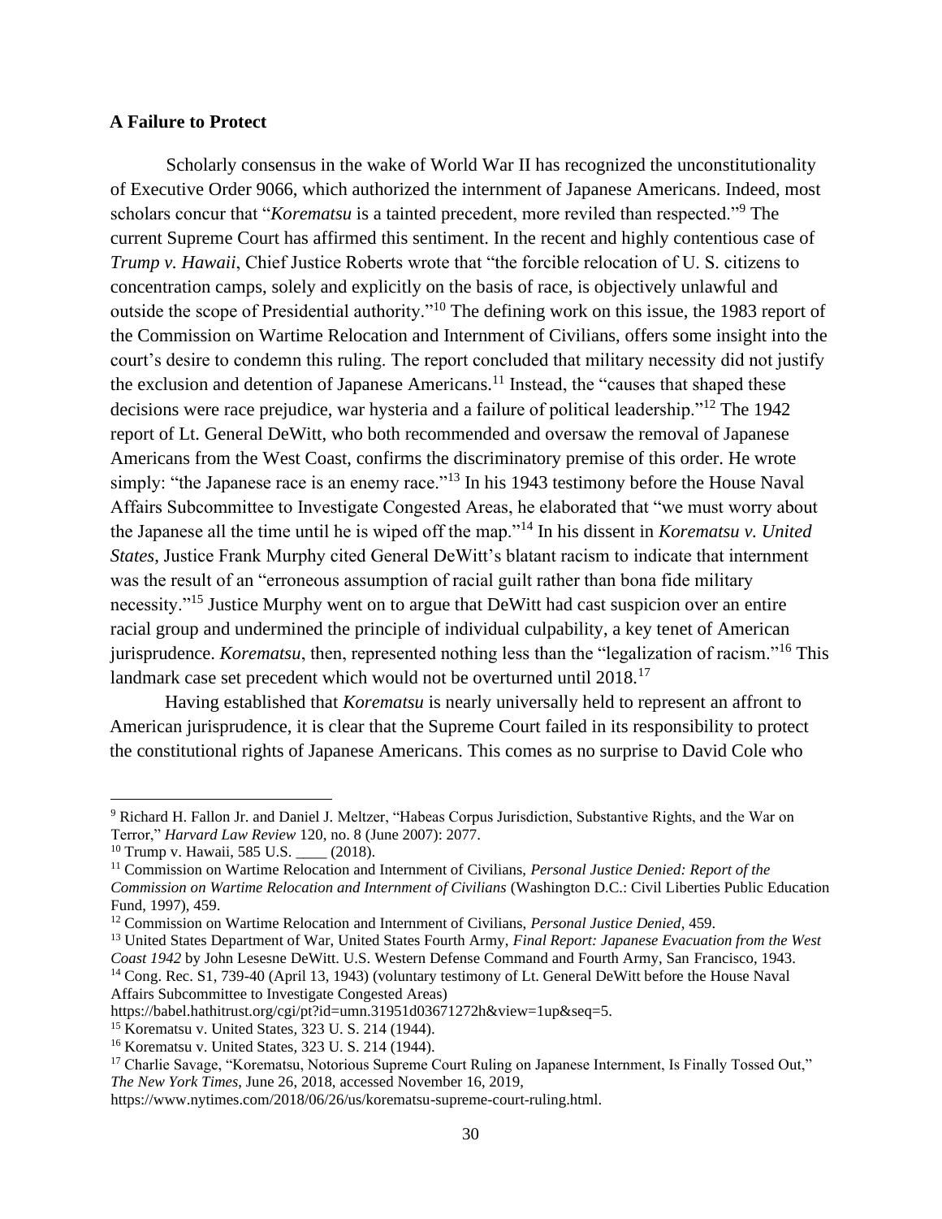## A Failure to Protect

Scholarly consensus in the wake of World War II has recognized the unconstitutionality of Executive Order 9066, which authorized the internment of Japanese Americans. Indeed, most scholars concur that "*Korematsu* is a tainted precedent, more reviled than respected."[9] The current Supreme Court has affirmed this sentiment. In the recent and highly contentious case of *Trump v. Hawaii*, Chief Justice Roberts wrote that "the forcible relocation of U. S. citizens to concentration camps, solely and explicitly on the basis of race, is objectively unlawful and outside the scope of Presidential authority."[10] The defining work on this issue, the 1983 report of the Commission on Wartime Relocation and Internment of Civilians, offers some insight into the court's desire to condemn this ruling. The report concluded that military necessity did not justify the exclusion and detention of Japanese Americans.[11] Instead, the "causes that shaped these decisions were race prejudice, war hysteria and a failure of political leadership."[12] The 1942 report of Lt. General DeWitt, who both recommended and oversaw the removal of Japanese Americans from the West Coast, confirms the discriminatory premise of this order. He wrote simply: "the Japanese race is an enemy race."[13] In his 1943 testimony before the House Naval Affairs Subcommittee to Investigate Congested Areas, he elaborated that "we must worry about the Japanese all the time until he is wiped off the map."[14] In his dissent in *Korematsu v. United States*, Justice Frank Murphy cited General DeWitt's blatant racism to indicate that internment was the result of an "erroneous assumption of racial guilt rather than bona fide military necessity."[15] Justice Murphy went on to argue that DeWitt had cast suspicion over an entire racial group and undermined the principle of individual culpability, a key tenet of American jurisprudence. *Korematsu*, then, represented nothing less than the "legalization of racism."[16] This landmark case set precedent which would not be overturned until 2018.[17]

Having established that *Korematsu* is nearly universally held to represent an affront to American jurisprudence, it is clear that the Supreme Court failed in its responsibility to protect the constitutional rights of Japanese Americans. This comes as no surprise to David Cole who

---

[9] Richard H. Fallon Jr. and Daniel J. Meltzer, "Habeas Corpus Jurisdiction, Substantive Rights, and the War on Terror," *Harvard Law Review* 120, no. 8 (June 2007): 2077.

[10] Trump v. Hawaii, 585 U.S. ____ (2018).

[11] Commission on Wartime Relocation and Internment of Civilians, *Personal Justice Denied: Report of the Commission on Wartime Relocation and Internment of Civilians* (Washington D.C.: Civil Liberties Public Education Fund, 1997), 459.

[12] Commission on Wartime Relocation and Internment of Civilians, *Personal Justice Denied*, 459.

[13] United States Department of War, United States Fourth Army, *Final Report: Japanese Evacuation from the West Coast 1942* by John Lesesne DeWitt. U.S. Western Defense Command and Fourth Army, San Francisco, 1943.

[14] Cong. Rec. S1, 739-40 (April 13, 1943) (voluntary testimony of Lt. General DeWitt before the House Naval Affairs Subcommittee to Investigate Congested Areas) https://babel.hathitrust.org/cgi/pt?id=umn.31951d03671272h&view=1up&seq=5.

[15] Korematsu v. United States, 323 U. S. 214 (1944).

[16] Korematsu v. United States, 323 U. S. 214 (1944).

[17] Charlie Savage, "Korematsu, Notorious Supreme Court Ruling on Japanese Internment, Is Finally Tossed Out," *The New York Times*, June 26, 2018, accessed November 16, 2019, https://www.nytimes.com/2018/06/26/us/korematsu-supreme-court-ruling.html.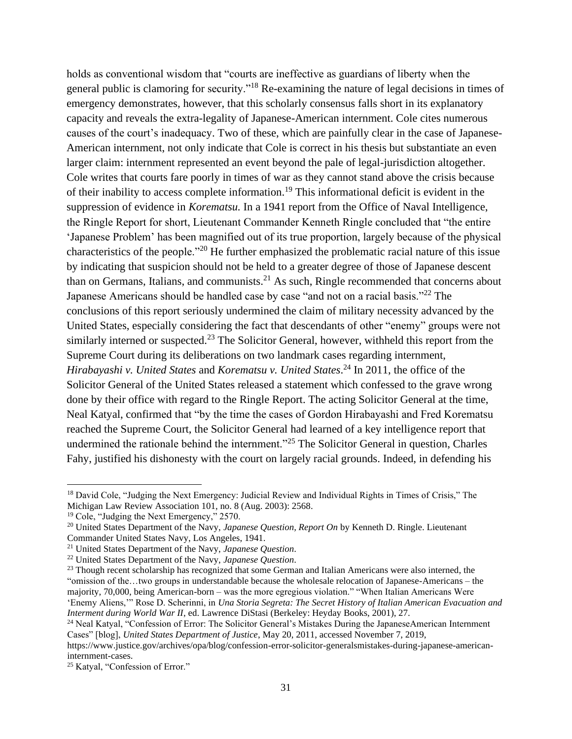holds as conventional wisdom that "courts are ineffective as guardians of liberty when the general public is clamoring for security."[18] Re-examining the nature of legal decisions in times of emergency demonstrates, however, that this scholarly consensus falls short in its explanatory capacity and reveals the extra-legality of Japanese-American internment. Cole cites numerous causes of the court's inadequacy. Two of these, which are painfully clear in the case of Japanese-American internment, not only indicate that Cole is correct in his thesis but substantiate an even larger claim: internment represented an event beyond the pale of legal-jurisdiction altogether. Cole writes that courts fare poorly in times of war as they cannot stand above the crisis because of their inability to access complete information.[19] This informational deficit is evident in the suppression of evidence in *Korematsu.* In a 1941 report from the Office of Naval Intelligence, the Ringle Report for short, Lieutenant Commander Kenneth Ringle concluded that "the entire 'Japanese Problem' has been magnified out of its true proportion, largely because of the physical characteristics of the people."[20] He further emphasized the problematic racial nature of this issue by indicating that suspicion should not be held to a greater degree of those of Japanese descent than on Germans, Italians, and communists.[21] As such, Ringle recommended that concerns about Japanese Americans should be handled case by case "and not on a racial basis."[22] The conclusions of this report seriously undermined the claim of military necessity advanced by the United States, especially considering the fact that descendants of other "enemy" groups were not similarly interned or suspected.[23] The Solicitor General, however, withheld this report from the Supreme Court during its deliberations on two landmark cases regarding internment, *Hirabayashi v. United States* and *Korematsu v. United States*.[24] In 2011, the office of the Solicitor General of the United States released a statement which confessed to the grave wrong done by their office with regard to the Ringle Report. The acting Solicitor General at the time, Neal Katyal, confirmed that "by the time the cases of Gordon Hirabayashi and Fred Korematsu reached the Supreme Court, the Solicitor General had learned of a key intelligence report that undermined the rationale behind the internment."[25] The Solicitor General in question, Charles Fahy, justified his dishonesty with the court on largely racial grounds. Indeed, in defending his

---

[18] David Cole, "Judging the Next Emergency: Judicial Review and Individual Rights in Times of Crisis," The Michigan Law Review Association 101, no. 8 (Aug. 2003): 2568.

[19] Cole, "Judging the Next Emergency," 2570.

[20] United States Department of the Navy, *Japanese Question, Report On* by Kenneth D. Ringle. Lieutenant Commander United States Navy, Los Angeles, 1941.

[21] United States Department of the Navy, *Japanese Question*.

[22] United States Department of the Navy, *Japanese Question*.

[23] Though recent scholarship has recognized that some German and Italian Americans were also interned, the "omission of the…two groups in understandable because the wholesale relocation of Japanese-Americans – the majority, 70,000, being American-born – was the more egregious violation." "When Italian Americans Were 'Enemy Aliens,'" Rose D. Scherinni, in *Una Storia Segreta: The Secret History of Italian American Evacuation and Interment during World War II*, ed. Lawrence DiStasi (Berkeley: Heyday Books, 2001), 27.

[24] Neal Katyal, "Confession of Error: The Solicitor General's Mistakes During the JapaneseAmerican Internment Cases" [blog], *United States Department of Justice*, May 20, 2011, accessed November 7, 2019, https://www.justice.gov/archives/opa/blog/confession-error-solicitor-generalsmistakes-during-japanese-american-internment-cases.

[25] Katyal, "Confession of Error."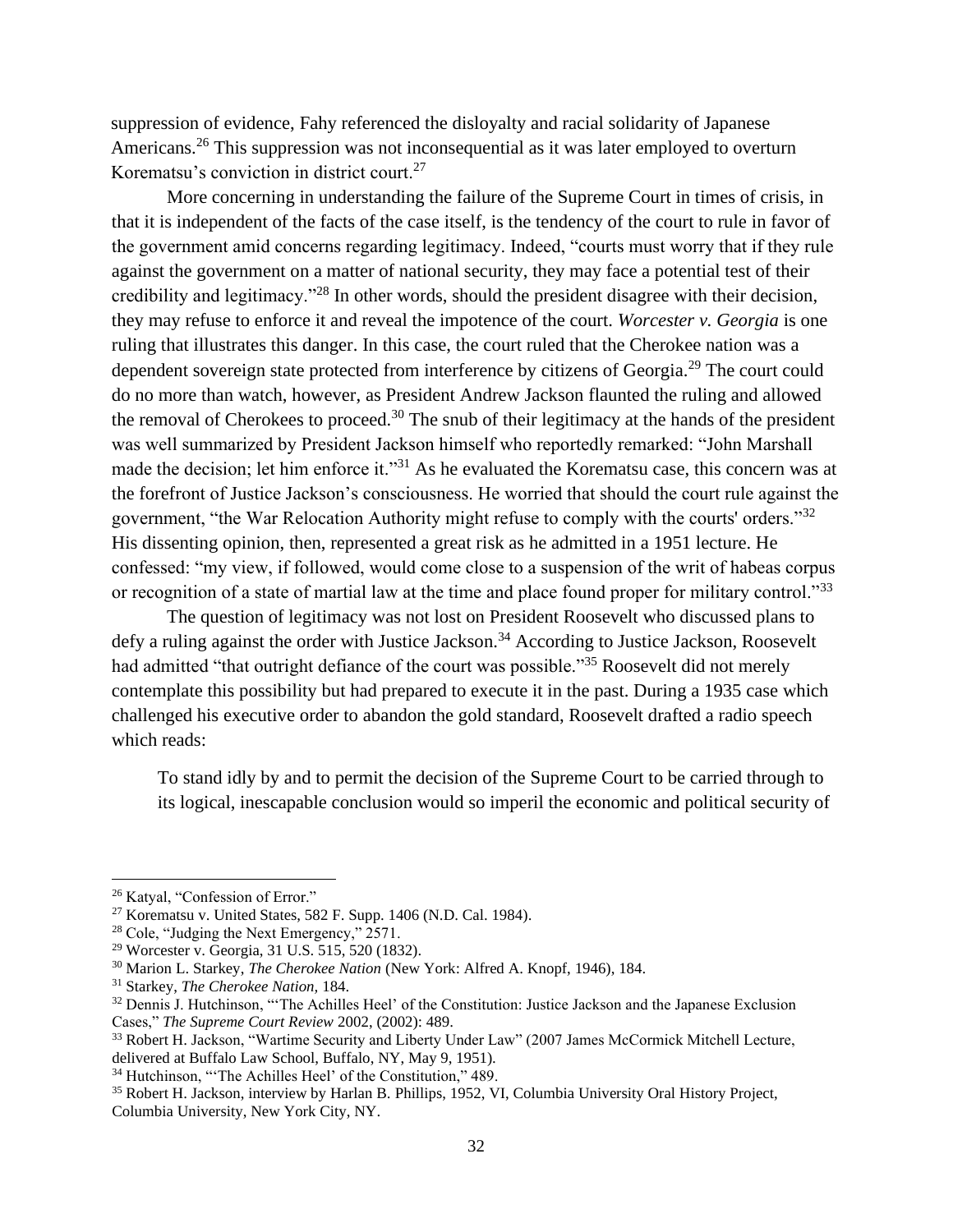suppression of evidence, Fahy referenced the disloyalty and racial solidarity of Japanese Americans.[26] This suppression was not inconsequential as it was later employed to overturn Korematsu's conviction in district court.[27]

More concerning in understanding the failure of the Supreme Court in times of crisis, in that it is independent of the facts of the case itself, is the tendency of the court to rule in favor of the government amid concerns regarding legitimacy. Indeed, "courts must worry that if they rule against the government on a matter of national security, they may face a potential test of their credibility and legitimacy."[28] In other words, should the president disagree with their decision, they may refuse to enforce it and reveal the impotence of the court. *Worcester v. Georgia* is one ruling that illustrates this danger. In this case, the court ruled that the Cherokee nation was a dependent sovereign state protected from interference by citizens of Georgia.[29] The court could do no more than watch, however, as President Andrew Jackson flaunted the ruling and allowed the removal of Cherokees to proceed.[30] The snub of their legitimacy at the hands of the president was well summarized by President Jackson himself who reportedly remarked: "John Marshall made the decision; let him enforce it."[31] As he evaluated the Korematsu case, this concern was at the forefront of Justice Jackson's consciousness. He worried that should the court rule against the government, "the War Relocation Authority might refuse to comply with the courts' orders."[32] His dissenting opinion, then, represented a great risk as he admitted in a 1951 lecture. He confessed: "my view, if followed, would come close to a suspension of the writ of habeas corpus or recognition of a state of martial law at the time and place found proper for military control."[33]

The question of legitimacy was not lost on President Roosevelt who discussed plans to defy a ruling against the order with Justice Jackson.[34] According to Justice Jackson, Roosevelt had admitted "that outright defiance of the court was possible."[35] Roosevelt did not merely contemplate this possibility but had prepared to execute it in the past. During a 1935 case which challenged his executive order to abandon the gold standard, Roosevelt drafted a radio speech which reads:

> To stand idly by and to permit the decision of the Supreme Court to be carried through to its logical, inescapable conclusion would so imperil the economic and political security of

---

[26] Katyal, "Confession of Error."

[27] Korematsu v. United States, 582 F. Supp. 1406 (N.D. Cal. 1984).

[28] Cole, "Judging the Next Emergency," 2571.

[29] Worcester v. Georgia, 31 U.S. 515, 520 (1832).

[30] Marion L. Starkey, *The Cherokee Nation* (New York: Alfred A. Knopf, 1946), 184.

[31] Starkey, *The Cherokee Nation,* 184.

[32] Dennis J. Hutchinson, "'The Achilles Heel' of the Constitution: Justice Jackson and the Japanese Exclusion Cases," *The Supreme Court Review* 2002, (2002): 489.

[33] Robert H. Jackson, "Wartime Security and Liberty Under Law" (2007 James McCormick Mitchell Lecture, delivered at Buffalo Law School, Buffalo, NY, May 9, 1951).

[34] Hutchinson, "'The Achilles Heel' of the Constitution," 489.

[35] Robert H. Jackson, interview by Harlan B. Phillips, 1952, VI, Columbia University Oral History Project, Columbia University, New York City, NY.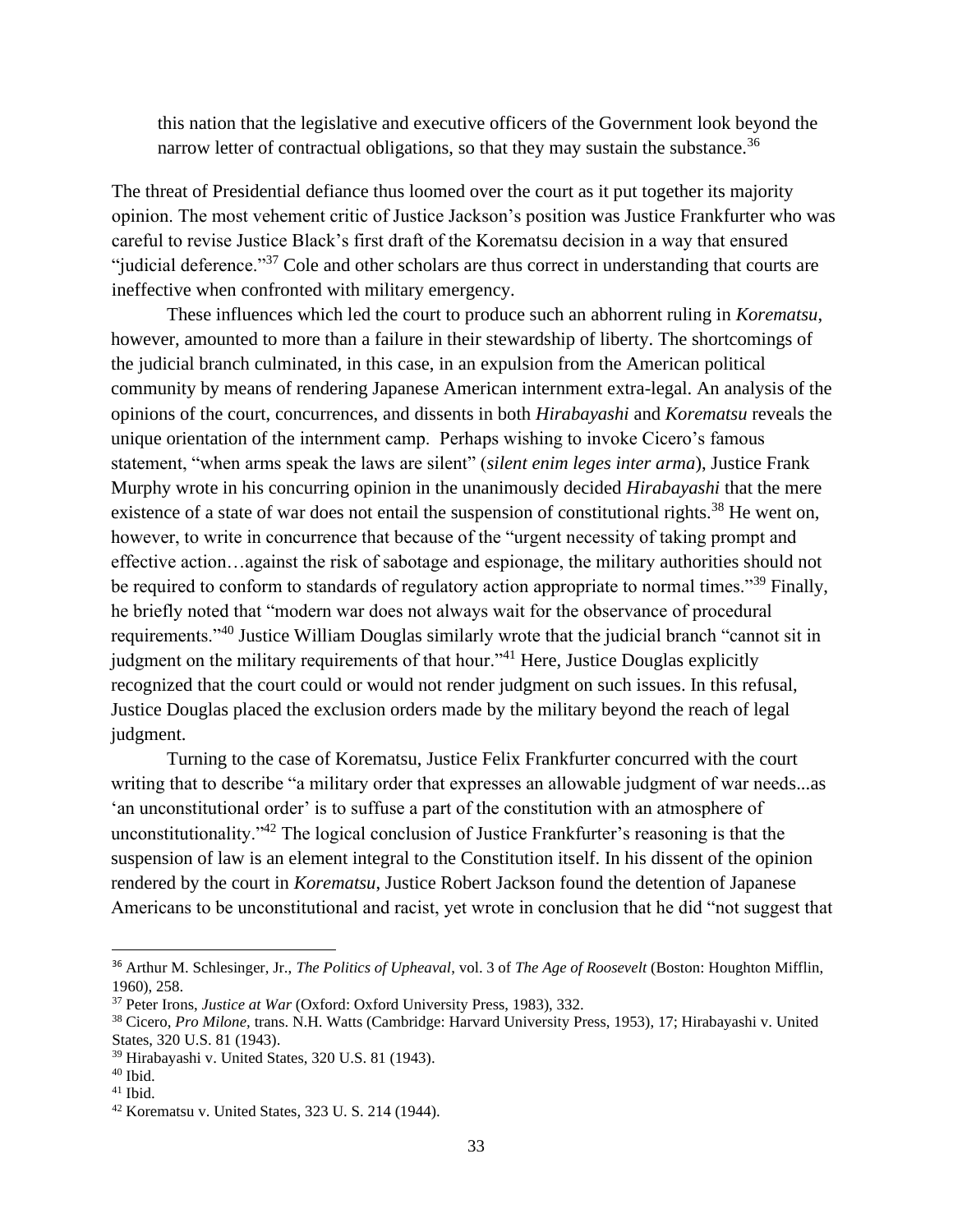> this nation that the legislative and executive officers of the Government look beyond the narrow letter of contractual obligations, so that they may sustain the substance.[36]

The threat of Presidential defiance thus loomed over the court as it put together its majority opinion. The most vehement critic of Justice Jackson's position was Justice Frankfurter who was careful to revise Justice Black's first draft of the Korematsu decision in a way that ensured "judicial deference."[37] Cole and other scholars are thus correct in understanding that courts are ineffective when confronted with military emergency.

These influences which led the court to produce such an abhorrent ruling in *Korematsu*, however, amounted to more than a failure in their stewardship of liberty. The shortcomings of the judicial branch culminated, in this case, in an expulsion from the American political community by means of rendering Japanese American internment extra-legal. An analysis of the opinions of the court, concurrences, and dissents in both *Hirabayashi* and *Korematsu* reveals the unique orientation of the internment camp. Perhaps wishing to invoke Cicero's famous statement, "when arms speak the laws are silent" (*silent enim leges inter arma*), Justice Frank Murphy wrote in his concurring opinion in the unanimously decided *Hirabayashi* that the mere existence of a state of war does not entail the suspension of constitutional rights.[38] He went on, however, to write in concurrence that because of the "urgent necessity of taking prompt and effective action…against the risk of sabotage and espionage, the military authorities should not be required to conform to standards of regulatory action appropriate to normal times."[39] Finally, he briefly noted that "modern war does not always wait for the observance of procedural requirements."[40] Justice William Douglas similarly wrote that the judicial branch "cannot sit in judgment on the military requirements of that hour."[41] Here, Justice Douglas explicitly recognized that the court could or would not render judgment on such issues. In this refusal, Justice Douglas placed the exclusion orders made by the military beyond the reach of legal judgment.

Turning to the case of Korematsu, Justice Felix Frankfurter concurred with the court writing that to describe "a military order that expresses an allowable judgment of war needs...as 'an unconstitutional order' is to suffuse a part of the constitution with an atmosphere of unconstitutionality."[42] The logical conclusion of Justice Frankfurter's reasoning is that the suspension of law is an element integral to the Constitution itself. In his dissent of the opinion rendered by the court in *Korematsu*, Justice Robert Jackson found the detention of Japanese Americans to be unconstitutional and racist, yet wrote in conclusion that he did "not suggest that

---

[36] Arthur M. Schlesinger, Jr., *The Politics of Upheaval*, vol. 3 of *The Age of Roosevelt* (Boston: Houghton Mifflin, 1960), 258.

[37] Peter Irons, *Justice at War* (Oxford: Oxford University Press, 1983), 332.

[38] Cicero, *Pro Milone*, trans. N.H. Watts (Cambridge: Harvard University Press, 1953), 17; Hirabayashi v. United States, 320 U.S. 81 (1943).

[39] Hirabayashi v. United States, 320 U.S. 81 (1943).

[40] Ibid.

[41] Ibid.

[42] Korematsu v. United States, 323 U. S. 214 (1944).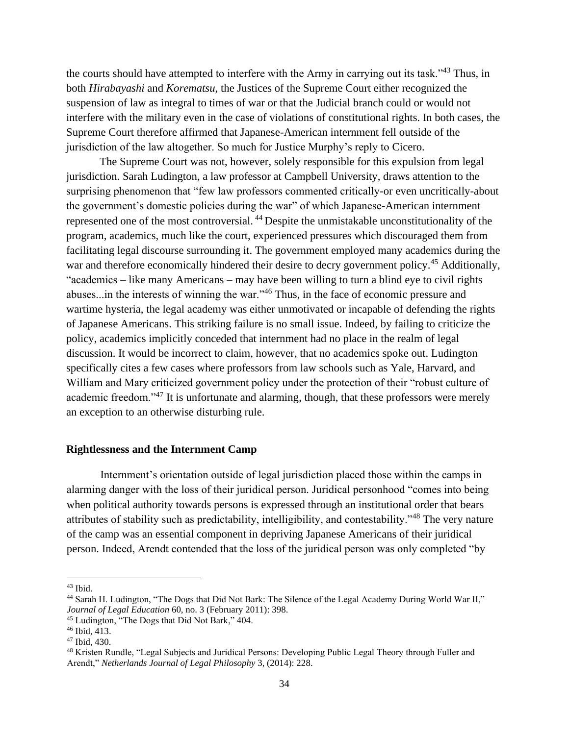the courts should have attempted to interfere with the Army in carrying out its task."[43] Thus, in both *Hirabayashi* and *Korematsu*, the Justices of the Supreme Court either recognized the suspension of law as integral to times of war or that the Judicial branch could or would not interfere with the military even in the case of violations of constitutional rights. In both cases, the Supreme Court therefore affirmed that Japanese-American internment fell outside of the jurisdiction of the law altogether. So much for Justice Murphy's reply to Cicero.

The Supreme Court was not, however, solely responsible for this expulsion from legal jurisdiction. Sarah Ludington, a law professor at Campbell University, draws attention to the surprising phenomenon that "few law professors commented critically-or even uncritically-about the government's domestic policies during the war" of which Japanese-American internment represented one of the most controversial.[44] Despite the unmistakable unconstitutionality of the program, academics, much like the court, experienced pressures which discouraged them from facilitating legal discourse surrounding it. The government employed many academics during the war and therefore economically hindered their desire to decry government policy.[45] Additionally, "academics – like many Americans – may have been willing to turn a blind eye to civil rights abuses...in the interests of winning the war."[46] Thus, in the face of economic pressure and wartime hysteria, the legal academy was either unmotivated or incapable of defending the rights of Japanese Americans. This striking failure is no small issue. Indeed, by failing to criticize the policy, academics implicitly conceded that internment had no place in the realm of legal discussion. It would be incorrect to claim, however, that no academics spoke out. Ludington specifically cites a few cases where professors from law schools such as Yale, Harvard, and William and Mary criticized government policy under the protection of their "robust culture of academic freedom."[47] It is unfortunate and alarming, though, that these professors were merely an exception to an otherwise disturbing rule.

## Rightlessness and the Internment Camp

Internment's orientation outside of legal jurisdiction placed those within the camps in alarming danger with the loss of their juridical person. Juridical personhood "comes into being when political authority towards persons is expressed through an institutional order that bears attributes of stability such as predictability, intelligibility, and contestability."[48] The very nature of the camp was an essential component in depriving Japanese Americans of their juridical person. Indeed, Arendt contended that the loss of the juridical person was only completed "by

---

[43] Ibid.

[44] Sarah H. Ludington, "The Dogs that Did Not Bark: The Silence of the Legal Academy During World War II," *Journal of Legal Education* 60, no. 3 (February 2011): 398.

[45] Ludington, "The Dogs that Did Not Bark," 404.

[46] Ibid, 413.

[47] Ibid, 430.

[48] Kristen Rundle, "Legal Subjects and Juridical Persons: Developing Public Legal Theory through Fuller and Arendt," *Netherlands Journal of Legal Philosophy* 3, (2014): 228.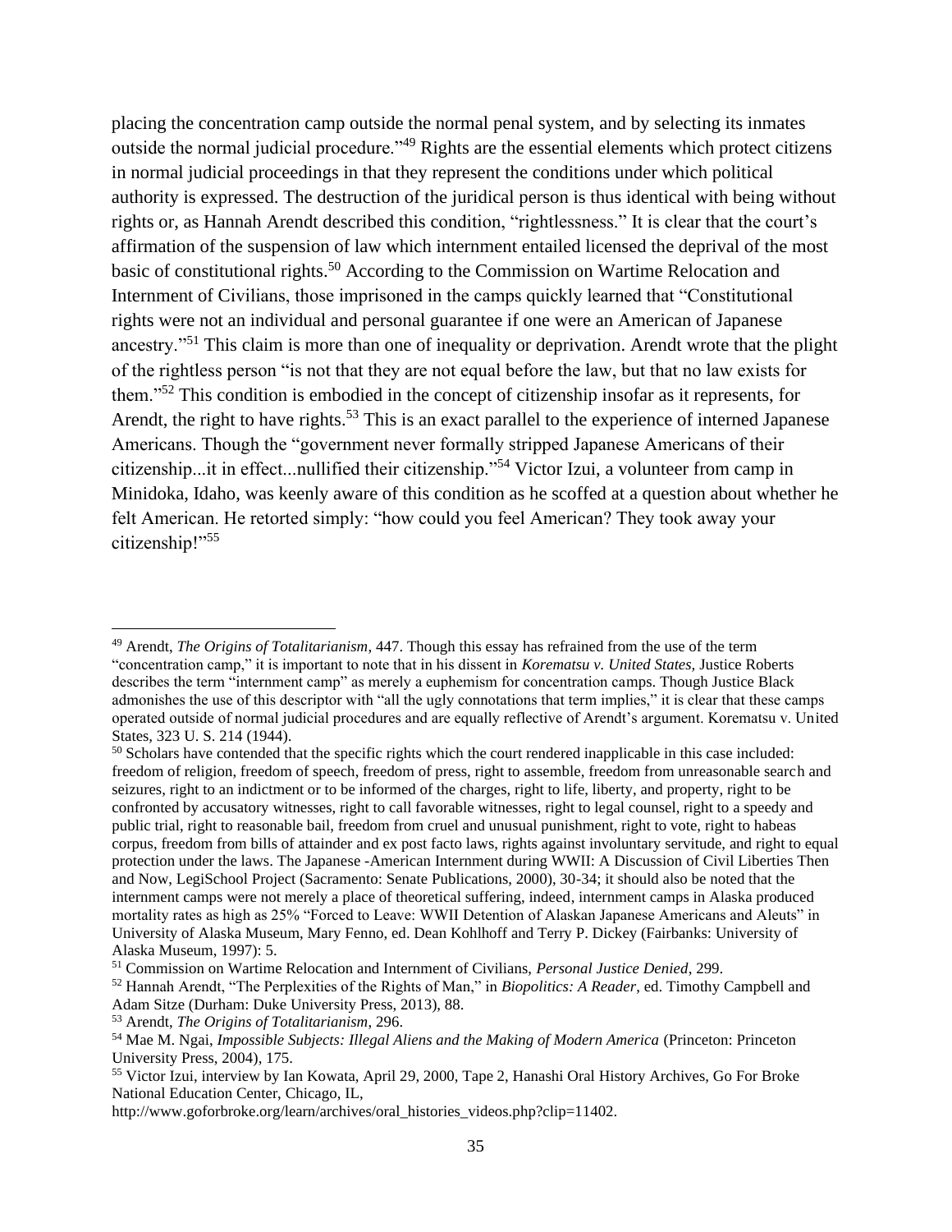placing the concentration camp outside the normal penal system, and by selecting its inmates outside the normal judicial procedure."[49] Rights are the essential elements which protect citizens in normal judicial proceedings in that they represent the conditions under which political authority is expressed. The destruction of the juridical person is thus identical with being without rights or, as Hannah Arendt described this condition, "rightlessness." It is clear that the court's affirmation of the suspension of law which internment entailed licensed the deprival of the most basic of constitutional rights.[50] According to the Commission on Wartime Relocation and Internment of Civilians, those imprisoned in the camps quickly learned that "Constitutional rights were not an individual and personal guarantee if one were an American of Japanese ancestry."[51] This claim is more than one of inequality or deprivation. Arendt wrote that the plight of the rightless person "is not that they are not equal before the law, but that no law exists for them."[52] This condition is embodied in the concept of citizenship insofar as it represents, for Arendt, the right to have rights.[53] This is an exact parallel to the experience of interned Japanese Americans. Though the "government never formally stripped Japanese Americans of their citizenship...it in effect...nullified their citizenship."[54] Victor Izui, a volunteer from camp in Minidoka, Idaho, was keenly aware of this condition as he scoffed at a question about whether he felt American. He retorted simply: "how could you feel American? They took away your citizenship!"[55]

---

[49] Arendt, *The Origins of Totalitarianism*, 447. Though this essay has refrained from the use of the term "concentration camp," it is important to note that in his dissent in *Korematsu v. United States*, Justice Roberts describes the term "internment camp" as merely a euphemism for concentration camps. Though Justice Black admonishes the use of this descriptor with "all the ugly connotations that term implies," it is clear that these camps operated outside of normal judicial procedures and are equally reflective of Arendt's argument. Korematsu v. United States, 323 U. S. 214 (1944).

[50] Scholars have contended that the specific rights which the court rendered inapplicable in this case included: freedom of religion, freedom of speech, freedom of press, right to assemble, freedom from unreasonable search and seizures, right to an indictment or to be informed of the charges, right to life, liberty, and property, right to be confronted by accusatory witnesses, right to call favorable witnesses, right to legal counsel, right to a speedy and public trial, right to reasonable bail, freedom from cruel and unusual punishment, right to vote, right to habeas corpus, freedom from bills of attainder and ex post facto laws, rights against involuntary servitude, and right to equal protection under the laws. The Japanese -American Internment during WWII: A Discussion of Civil Liberties Then and Now, LegiSchool Project (Sacramento: Senate Publications, 2000), 30-34; it should also be noted that the internment camps were not merely a place of theoretical suffering, indeed, internment camps in Alaska produced mortality rates as high as 25% "Forced to Leave: WWII Detention of Alaskan Japanese Americans and Aleuts" in University of Alaska Museum, Mary Fenno, ed. Dean Kohlhoff and Terry P. Dickey (Fairbanks: University of Alaska Museum, 1997): 5.

[51] Commission on Wartime Relocation and Internment of Civilians, *Personal Justice Denied*, 299.

[52] Hannah Arendt, "The Perplexities of the Rights of Man," in *Biopolitics: A Reader*, ed. Timothy Campbell and Adam Sitze (Durham: Duke University Press, 2013), 88.

[53] Arendt, *The Origins of Totalitarianism*, 296.

[54] Mae M. Ngai, *Impossible Subjects: Illegal Aliens and the Making of Modern America* (Princeton: Princeton University Press, 2004), 175.

[55] Victor Izui, interview by Ian Kowata, April 29, 2000, Tape 2, Hanashi Oral History Archives, Go For Broke National Education Center, Chicago, IL, http://www.goforbroke.org/learn/archives/oral_histories_videos.php?clip=11402.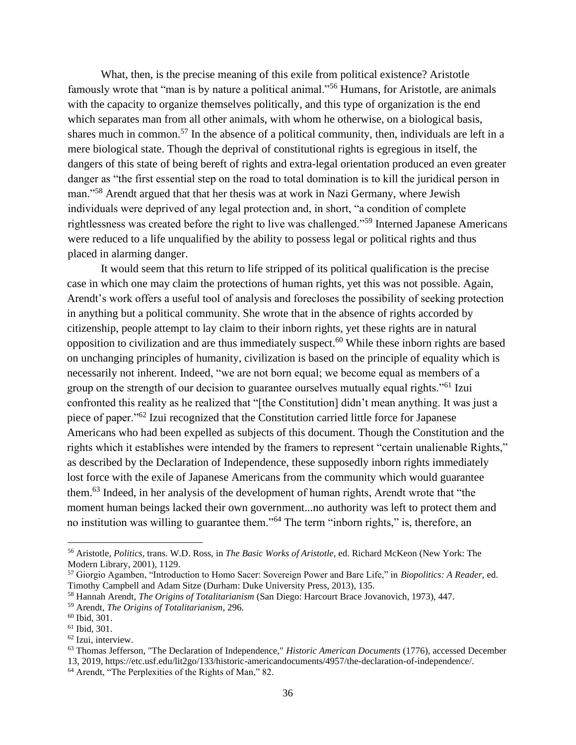What, then, is the precise meaning of this exile from political existence? Aristotle famously wrote that "man is by nature a political animal."[56] Humans, for Aristotle, are animals with the capacity to organize themselves politically, and this type of organization is the end which separates man from all other animals, with whom he otherwise, on a biological basis, shares much in common.[57] In the absence of a political community, then, individuals are left in a mere biological state. Though the deprival of constitutional rights is egregious in itself, the dangers of this state of being bereft of rights and extra-legal orientation produced an even greater danger as "the first essential step on the road to total domination is to kill the juridical person in man."[58] Arendt argued that that her thesis was at work in Nazi Germany, where Jewish individuals were deprived of any legal protection and, in short, "a condition of complete rightlessness was created before the right to live was challenged."[59] Interned Japanese Americans were reduced to a life unqualified by the ability to possess legal or political rights and thus placed in alarming danger.

It would seem that this return to life stripped of its political qualification is the precise case in which one may claim the protections of human rights, yet this was not possible. Again, Arendt's work offers a useful tool of analysis and forecloses the possibility of seeking protection in anything but a political community. She wrote that in the absence of rights accorded by citizenship, people attempt to lay claim to their inborn rights, yet these rights are in natural opposition to civilization and are thus immediately suspect.[60] While these inborn rights are based on unchanging principles of humanity, civilization is based on the principle of equality which is necessarily not inherent. Indeed, "we are not born equal; we become equal as members of a group on the strength of our decision to guarantee ourselves mutually equal rights."[61] Izui confronted this reality as he realized that "[the Constitution] didn't mean anything. It was just a piece of paper."[62] Izui recognized that the Constitution carried little force for Japanese Americans who had been expelled as subjects of this document. Though the Constitution and the rights which it establishes were intended by the framers to represent "certain unalienable Rights," as described by the Declaration of Independence, these supposedly inborn rights immediately lost force with the exile of Japanese Americans from the community which would guarantee them.[63] Indeed, in her analysis of the development of human rights, Arendt wrote that "the moment human beings lacked their own government...no authority was left to protect them and no institution was willing to guarantee them."[64] The term "inborn rights," is, therefore, an

---

[56] Aristotle, *Politics,* trans. W.D. Ross, in *The Basic Works of Aristotle,* ed. Richard McKeon (New York: The Modern Library, 2001), 1129.

[57] Giorgio Agamben, "Introduction to Homo Sacer: Sovereign Power and Bare Life," in *Biopolitics: A Reader,* ed. Timothy Campbell and Adam Sitze (Durham: Duke University Press, 2013), 135.

[58] Hannah Arendt, *The Origins of Totalitarianism* (San Diego: Harcourt Brace Jovanovich, 1973), 447.

[59] Arendt, *The Origins of Totalitarianism*, 296.

[60] Ibid, 301.

[61] Ibid, 301.

[62] Izui, interview.

[63] Thomas Jefferson, "The Declaration of Independence," *Historic American Documents* (1776), accessed December 13, 2019, https://etc.usf.edu/lit2go/133/historic-americandocuments/4957/the-declaration-of-independence/.

[64] Arendt, "The Perplexities of the Rights of Man," 82.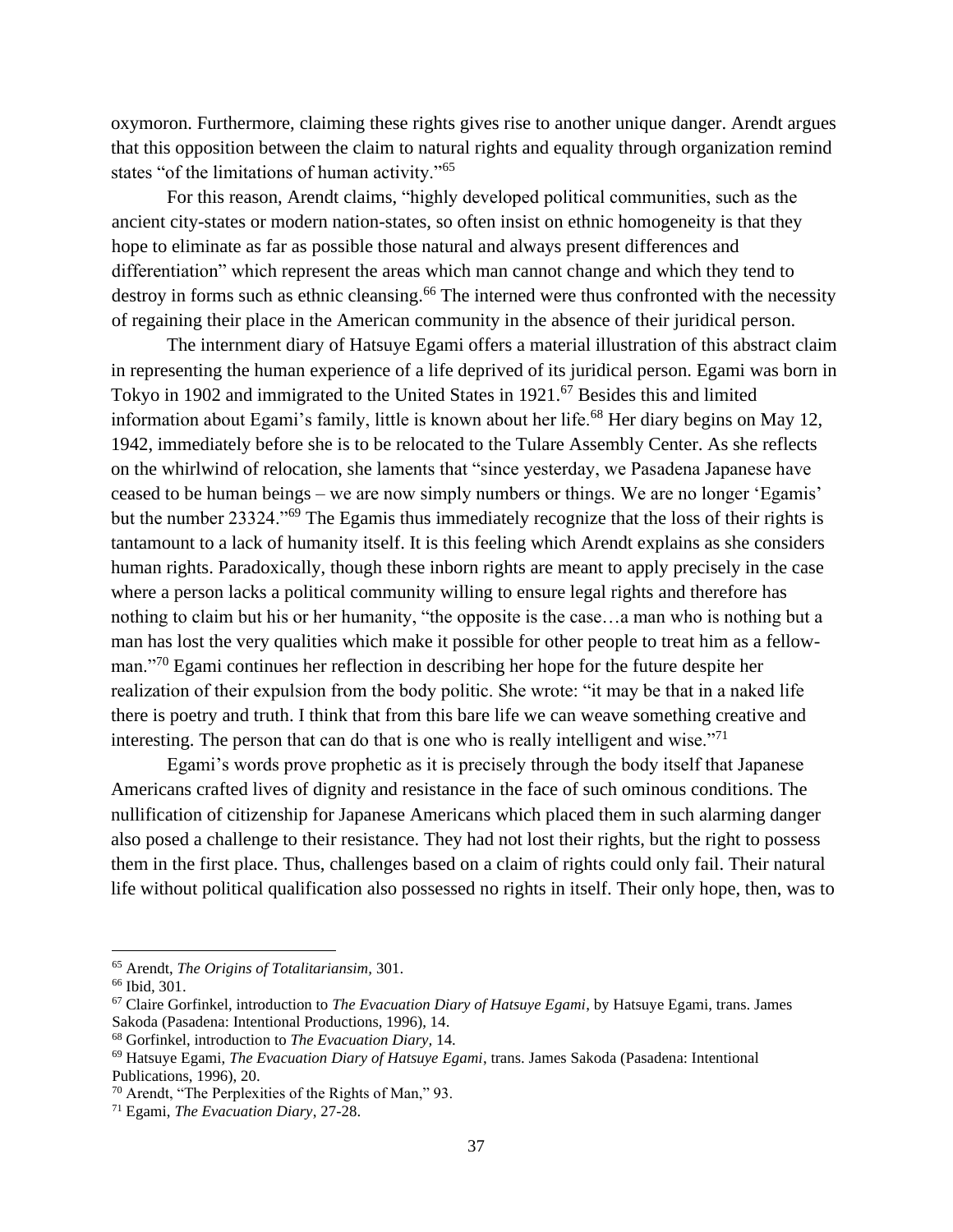oxymoron. Furthermore, claiming these rights gives rise to another unique danger. Arendt argues that this opposition between the claim to natural rights and equality through organization remind states "of the limitations of human activity."[65]

For this reason, Arendt claims, "highly developed political communities, such as the ancient city-states or modern nation-states, so often insist on ethnic homogeneity is that they hope to eliminate as far as possible those natural and always present differences and differentiation" which represent the areas which man cannot change and which they tend to destroy in forms such as ethnic cleansing.[66] The interned were thus confronted with the necessity of regaining their place in the American community in the absence of their juridical person.

The internment diary of Hatsuye Egami offers a material illustration of this abstract claim in representing the human experience of a life deprived of its juridical person. Egami was born in Tokyo in 1902 and immigrated to the United States in 1921.[67] Besides this and limited information about Egami's family, little is known about her life.[68] Her diary begins on May 12, 1942, immediately before she is to be relocated to the Tulare Assembly Center. As she reflects on the whirlwind of relocation, she laments that "since yesterday, we Pasadena Japanese have ceased to be human beings – we are now simply numbers or things. We are no longer 'Egamis' but the number 23324."[69] The Egamis thus immediately recognize that the loss of their rights is tantamount to a lack of humanity itself. It is this feeling which Arendt explains as she considers human rights. Paradoxically, though these inborn rights are meant to apply precisely in the case where a person lacks a political community willing to ensure legal rights and therefore has nothing to claim but his or her humanity, "the opposite is the case…a man who is nothing but a man has lost the very qualities which make it possible for other people to treat him as a fellow-man."[70] Egami continues her reflection in describing her hope for the future despite her realization of their expulsion from the body politic. She wrote: "it may be that in a naked life there is poetry and truth. I think that from this bare life we can weave something creative and interesting. The person that can do that is one who is really intelligent and wise."[71]

Egami's words prove prophetic as it is precisely through the body itself that Japanese Americans crafted lives of dignity and resistance in the face of such ominous conditions. The nullification of citizenship for Japanese Americans which placed them in such alarming danger also posed a challenge to their resistance. They had not lost their rights, but the right to possess them in the first place. Thus, challenges based on a claim of rights could only fail. Their natural life without political qualification also possessed no rights in itself. Their only hope, then, was to

---

[65] Arendt, *The Origins of Totalitariansim*, 301.

[66] Ibid, 301.

[67] Claire Gorfinkel, introduction to *The Evacuation Diary of Hatsuye Egami*, by Hatsuye Egami, trans. James Sakoda (Pasadena: Intentional Productions, 1996), 14.

[68] Gorfinkel, introduction to *The Evacuation Diary,* 14.

[69] Hatsuye Egami, *The Evacuation Diary of Hatsuye Egami*, trans. James Sakoda (Pasadena: Intentional Publications, 1996), 20.

[70] Arendt, "The Perplexities of the Rights of Man," 93.

[71] Egami, *The Evacuation Diary*, 27-28.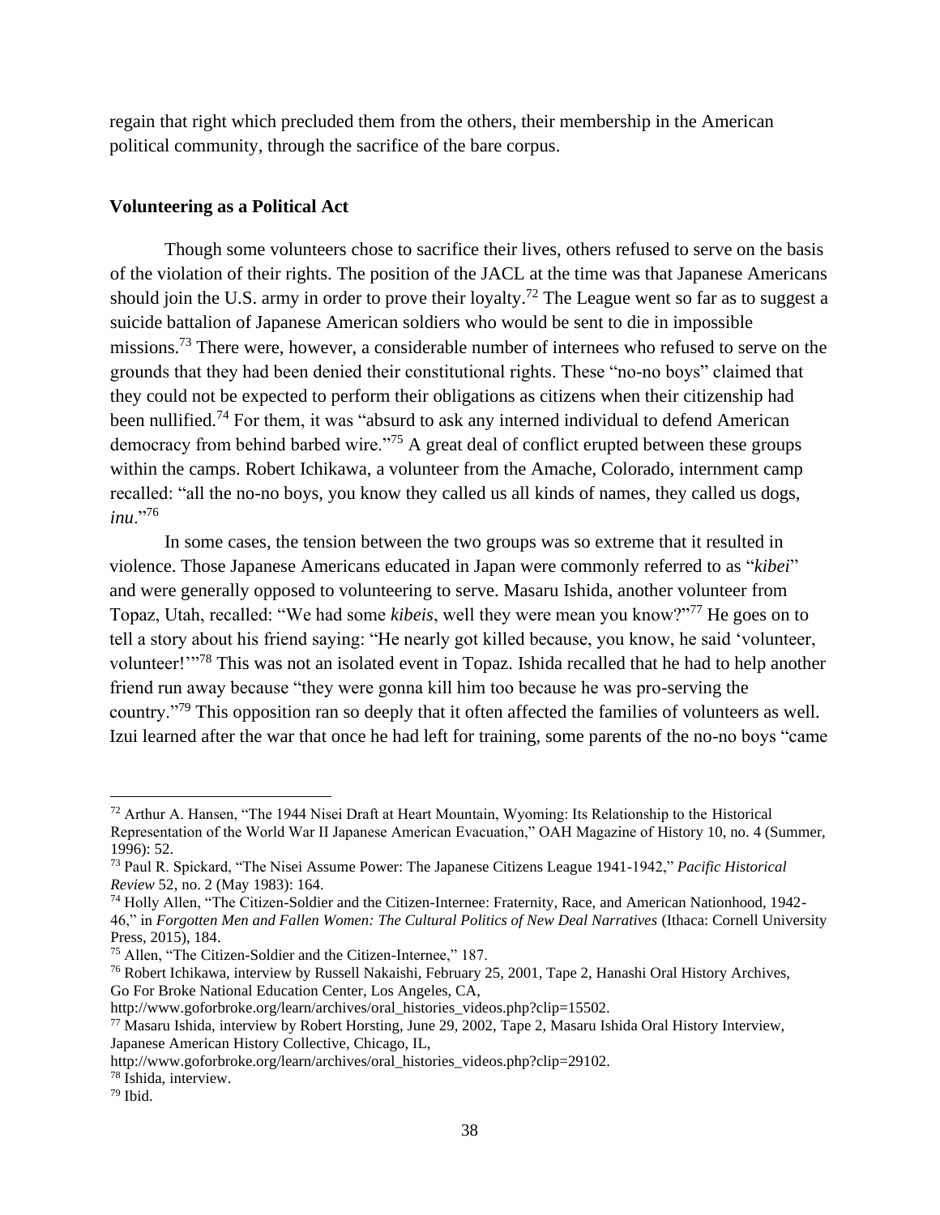regain that right which precluded them from the others, their membership in the American political community, through the sacrifice of the bare corpus.

**Volunteering as a Political Act**

Though some volunteers chose to sacrifice their lives, others refused to serve on the basis of the violation of their rights. The position of the JACL at the time was that Japanese Americans should join the U.S. army in order to prove their loyalty.[72] The League went so far as to suggest a suicide battalion of Japanese American soldiers who would be sent to die in impossible missions.[73] There were, however, a considerable number of internees who refused to serve on the grounds that they had been denied their constitutional rights. These "no-no boys" claimed that they could not be expected to perform their obligations as citizens when their citizenship had been nullified.[74] For them, it was "absurd to ask any interned individual to defend American democracy from behind barbed wire."[75] A great deal of conflict erupted between these groups within the camps. Robert Ichikawa, a volunteer from the Amache, Colorado, internment camp recalled: "all the no-no boys, you know they called us all kinds of names, they called us dogs, *inu*."[76]

In some cases, the tension between the two groups was so extreme that it resulted in violence. Those Japanese Americans educated in Japan were commonly referred to as "*kibei*" and were generally opposed to volunteering to serve. Masaru Ishida, another volunteer from Topaz, Utah, recalled: "We had some *kibeis*, well they were mean you know?"[77] He goes on to tell a story about his friend saying: "He nearly got killed because, you know, he said 'volunteer, volunteer!'"[78] This was not an isolated event in Topaz. Ishida recalled that he had to help another friend run away because "they were gonna kill him too because he was pro-serving the country."[79] This opposition ran so deeply that it often affected the families of volunteers as well. Izui learned after the war that once he had left for training, some parents of the no-no boys "came

---

[72] Arthur A. Hansen, "The 1944 Nisei Draft at Heart Mountain, Wyoming: Its Relationship to the Historical Representation of the World War II Japanese American Evacuation," OAH Magazine of History 10, no. 4 (Summer, 1996): 52.

[73] Paul R. Spickard, "The Nisei Assume Power: The Japanese Citizens League 1941-1942," *Pacific Historical Review* 52, no. 2 (May 1983): 164.

[74] Holly Allen, "The Citizen-Soldier and the Citizen-Internee: Fraternity, Race, and American Nationhood, 1942-46," in *Forgotten Men and Fallen Women: The Cultural Politics of New Deal Narratives* (Ithaca: Cornell University Press, 2015), 184.

[75] Allen, "The Citizen-Soldier and the Citizen-Internee," 187.

[76] Robert Ichikawa, interview by Russell Nakaishi, February 25, 2001, Tape 2, Hanashi Oral History Archives, Go For Broke National Education Center, Los Angeles, CA, http://www.goforbroke.org/learn/archives/oral_histories_videos.php?clip=15502.

[77] Masaru Ishida, interview by Robert Horsting, June 29, 2002, Tape 2, Masaru Ishida Oral History Interview, Japanese American History Collective, Chicago, IL, http://www.goforbroke.org/learn/archives/oral_histories_videos.php?clip=29102.

[78] Ishida, interview.

[79] Ibid.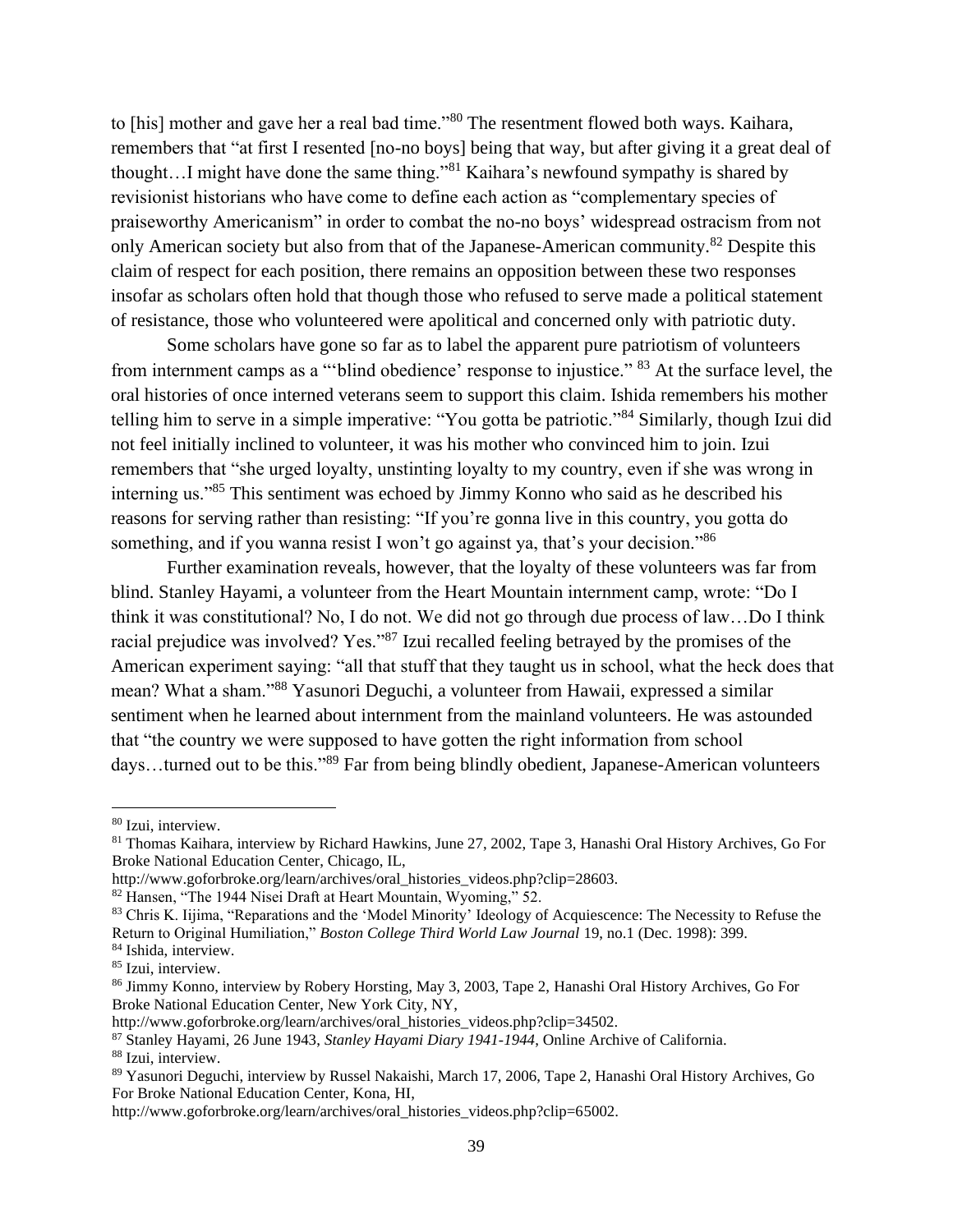to [his] mother and gave her a real bad time."[80] The resentment flowed both ways. Kaihara, remembers that "at first I resented [no-no boys] being that way, but after giving it a great deal of thought…I might have done the same thing."[81] Kaihara's newfound sympathy is shared by revisionist historians who have come to define each action as "complementary species of praiseworthy Americanism" in order to combat the no-no boys' widespread ostracism from not only American society but also from that of the Japanese-American community.[82] Despite this claim of respect for each position, there remains an opposition between these two responses insofar as scholars often hold that though those who refused to serve made a political statement of resistance, those who volunteered were apolitical and concerned only with patriotic duty.

Some scholars have gone so far as to label the apparent pure patriotism of volunteers from internment camps as a "'blind obedience' response to injustice." [83] At the surface level, the oral histories of once interned veterans seem to support this claim. Ishida remembers his mother telling him to serve in a simple imperative: "You gotta be patriotic."[84] Similarly, though Izui did not feel initially inclined to volunteer, it was his mother who convinced him to join. Izui remembers that "she urged loyalty, unstinting loyalty to my country, even if she was wrong in interning us."[85] This sentiment was echoed by Jimmy Konno who said as he described his reasons for serving rather than resisting: "If you're gonna live in this country, you gotta do something, and if you wanna resist I won't go against ya, that's your decision."[86]

Further examination reveals, however, that the loyalty of these volunteers was far from blind. Stanley Hayami, a volunteer from the Heart Mountain internment camp, wrote: "Do I think it was constitutional? No, I do not. We did not go through due process of law…Do I think racial prejudice was involved? Yes."[87] Izui recalled feeling betrayed by the promises of the American experiment saying: "all that stuff that they taught us in school, what the heck does that mean? What a sham."[88] Yasunori Deguchi, a volunteer from Hawaii, expressed a similar sentiment when he learned about internment from the mainland volunteers. He was astounded that "the country we were supposed to have gotten the right information from school days…turned out to be this."[89] Far from being blindly obedient, Japanese-American volunteers

---

[80] Izui, interview.

[81] Thomas Kaihara, interview by Richard Hawkins, June 27, 2002, Tape 3, Hanashi Oral History Archives, Go For Broke National Education Center, Chicago, IL, http://www.goforbroke.org/learn/archives/oral_histories_videos.php?clip=28603.

[82] Hansen, "The 1944 Nisei Draft at Heart Mountain, Wyoming," 52.

[83] Chris K. Iijima, "Reparations and the 'Model Minority' Ideology of Acquiescence: The Necessity to Refuse the Return to Original Humiliation," *Boston College Third World Law Journal* 19, no.1 (Dec. 1998): 399.

[84] Ishida, interview.

[85] Izui, interview.

[86] Jimmy Konno, interview by Robery Horsting, May 3, 2003, Tape 2, Hanashi Oral History Archives, Go For Broke National Education Center, New York City, NY, http://www.goforbroke.org/learn/archives/oral_histories_videos.php?clip=34502.

[87] Stanley Hayami, 26 June 1943, *Stanley Hayami Diary 1941-1944*, Online Archive of California.

[88] Izui, interview.

[89] Yasunori Deguchi, interview by Russel Nakaishi, March 17, 2006, Tape 2, Hanashi Oral History Archives, Go For Broke National Education Center, Kona, HI, http://www.goforbroke.org/learn/archives/oral_histories_videos.php?clip=65002.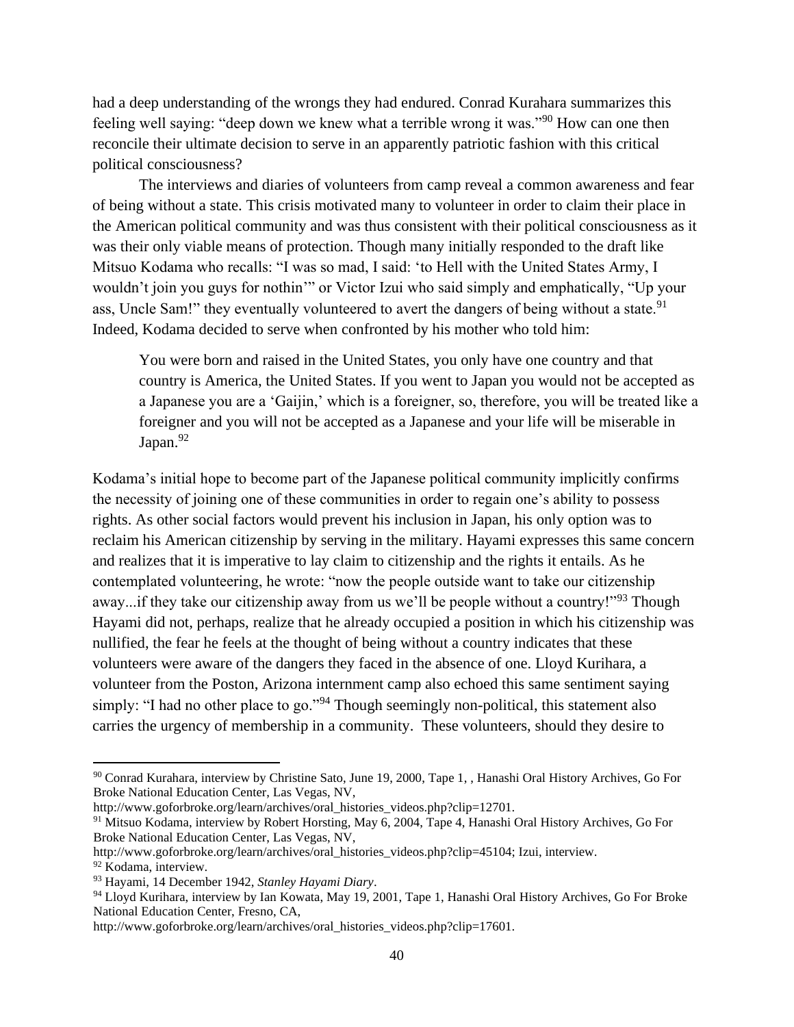had a deep understanding of the wrongs they had endured. Conrad Kurahara summarizes this feeling well saying: "deep down we knew what a terrible wrong it was."[90] How can one then reconcile their ultimate decision to serve in an apparently patriotic fashion with this critical political consciousness?

The interviews and diaries of volunteers from camp reveal a common awareness and fear of being without a state. This crisis motivated many to volunteer in order to claim their place in the American political community and was thus consistent with their political consciousness as it was their only viable means of protection. Though many initially responded to the draft like Mitsuo Kodama who recalls: "I was so mad, I said: 'to Hell with the United States Army, I wouldn't join you guys for nothin'" or Victor Izui who said simply and emphatically, "Up your ass, Uncle Sam!" they eventually volunteered to avert the dangers of being without a state.[91] Indeed, Kodama decided to serve when confronted by his mother who told him:

> You were born and raised in the United States, you only have one country and that country is America, the United States. If you went to Japan you would not be accepted as a Japanese you are a 'Gaijin,' which is a foreigner, so, therefore, you will be treated like a foreigner and you will not be accepted as a Japanese and your life will be miserable in Japan.[92]

Kodama's initial hope to become part of the Japanese political community implicitly confirms the necessity of joining one of these communities in order to regain one's ability to possess rights. As other social factors would prevent his inclusion in Japan, his only option was to reclaim his American citizenship by serving in the military. Hayami expresses this same concern and realizes that it is imperative to lay claim to citizenship and the rights it entails. As he contemplated volunteering, he wrote: "now the people outside want to take our citizenship away...if they take our citizenship away from us we'll be people without a country!"[93] Though Hayami did not, perhaps, realize that he already occupied a position in which his citizenship was nullified, the fear he feels at the thought of being without a country indicates that these volunteers were aware of the dangers they faced in the absence of one. Lloyd Kurihara, a volunteer from the Poston, Arizona internment camp also echoed this same sentiment saying simply: "I had no other place to go."[94] Though seemingly non-political, this statement also carries the urgency of membership in a community. These volunteers, should they desire to

---

[90] Conrad Kurahara, interview by Christine Sato, June 19, 2000, Tape 1, , Hanashi Oral History Archives, Go For Broke National Education Center, Las Vegas, NV, http://www.goforbroke.org/learn/archives/oral_histories_videos.php?clip=12701.

[91] Mitsuo Kodama, interview by Robert Horsting, May 6, 2004, Tape 4, Hanashi Oral History Archives, Go For Broke National Education Center, Las Vegas, NV, http://www.goforbroke.org/learn/archives/oral_histories_videos.php?clip=45104; Izui, interview.

[92] Kodama, interview.

[93] Hayami, 14 December 1942, *Stanley Hayami Diary*.

[94] Lloyd Kurihara, interview by Ian Kowata, May 19, 2001, Tape 1, Hanashi Oral History Archives, Go For Broke National Education Center, Fresno, CA, http://www.goforbroke.org/learn/archives/oral_histories_videos.php?clip=17601.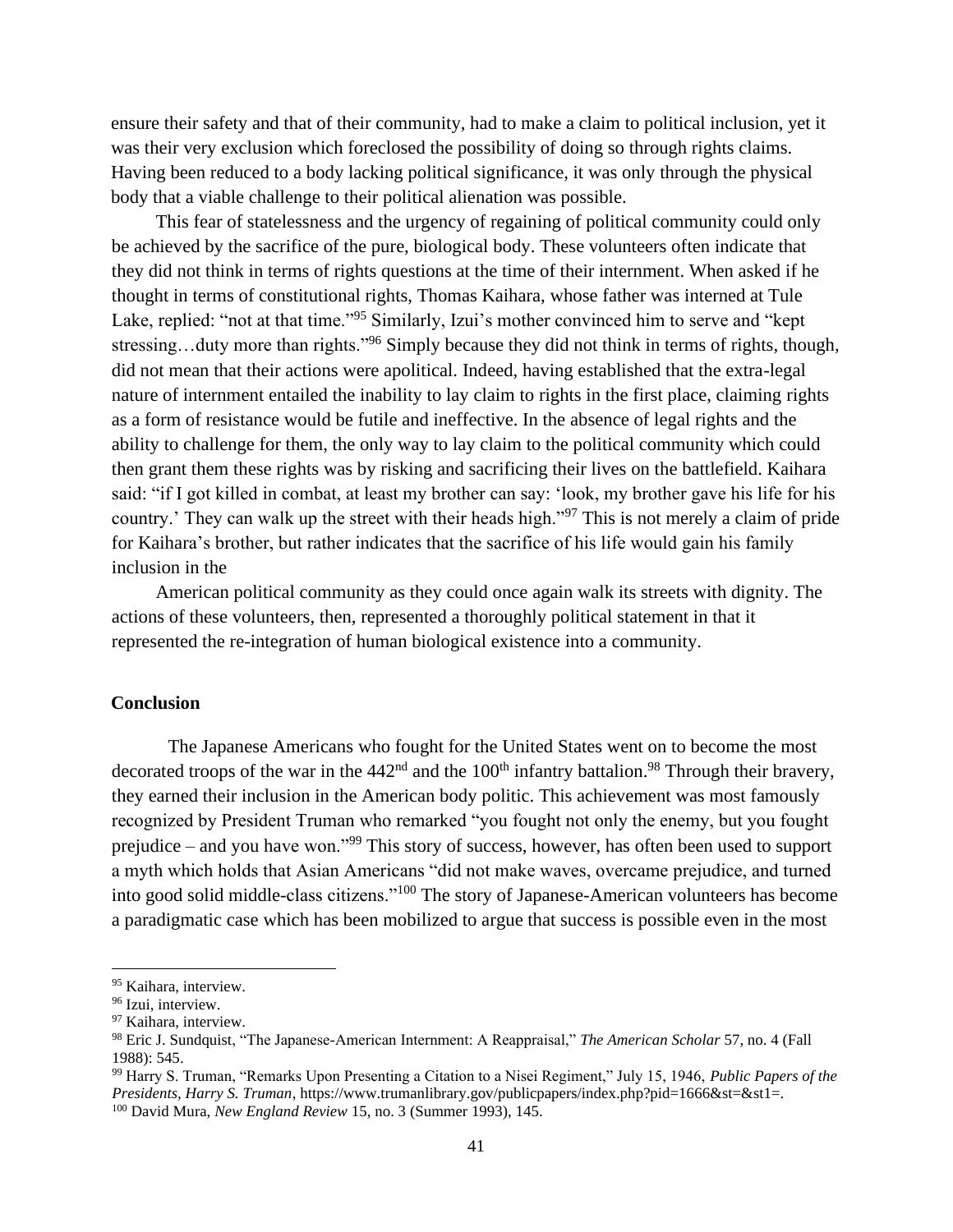ensure their safety and that of their community, had to make a claim to political inclusion, yet it was their very exclusion which foreclosed the possibility of doing so through rights claims. Having been reduced to a body lacking political significance, it was only through the physical body that a viable challenge to their political alienation was possible.

This fear of statelessness and the urgency of regaining of political community could only be achieved by the sacrifice of the pure, biological body. These volunteers often indicate that they did not think in terms of rights questions at the time of their internment. When asked if he thought in terms of constitutional rights, Thomas Kaihara, whose father was interned at Tule Lake, replied: "not at that time."[95] Similarly, Izui's mother convinced him to serve and "kept stressing…duty more than rights."[96] Simply because they did not think in terms of rights, though, did not mean that their actions were apolitical. Indeed, having established that the extra-legal nature of internment entailed the inability to lay claim to rights in the first place, claiming rights as a form of resistance would be futile and ineffective. In the absence of legal rights and the ability to challenge for them, the only way to lay claim to the political community which could then grant them these rights was by risking and sacrificing their lives on the battlefield. Kaihara said: "if I got killed in combat, at least my brother can say: 'look, my brother gave his life for his country.' They can walk up the street with their heads high."[97] This is not merely a claim of pride for Kaihara's brother, but rather indicates that the sacrifice of his life would gain his family inclusion in the

American political community as they could once again walk its streets with dignity. The actions of these volunteers, then, represented a thoroughly political statement in that it represented the re-integration of human biological existence into a community.

**Conclusion**

The Japanese Americans who fought for the United States went on to become the most decorated troops of the war in the 442nd and the 100th infantry battalion.[98] Through their bravery, they earned their inclusion in the American body politic. This achievement was most famously recognized by President Truman who remarked "you fought not only the enemy, but you fought prejudice – and you have won."[99] This story of success, however, has often been used to support a myth which holds that Asian Americans "did not make waves, overcame prejudice, and turned into good solid middle-class citizens."[100] The story of Japanese-American volunteers has become a paradigmatic case which has been mobilized to argue that success is possible even in the most

---

[95] Kaihara, interview.

[96] Izui, interview.

[97] Kaihara, interview.

[98] Eric J. Sundquist, "The Japanese-American Internment: A Reappraisal," *The American Scholar* 57, no. 4 (Fall 1988): 545.

[99] Harry S. Truman, "Remarks Upon Presenting a Citation to a Nisei Regiment," July 15, 1946, *Public Papers of the Presidents, Harry S. Truman*, https://www.trumanlibrary.gov/publicpapers/index.php?pid=1666&st=&st1=.

[100] David Mura, *New England Review* 15, no. 3 (Summer 1993), 145.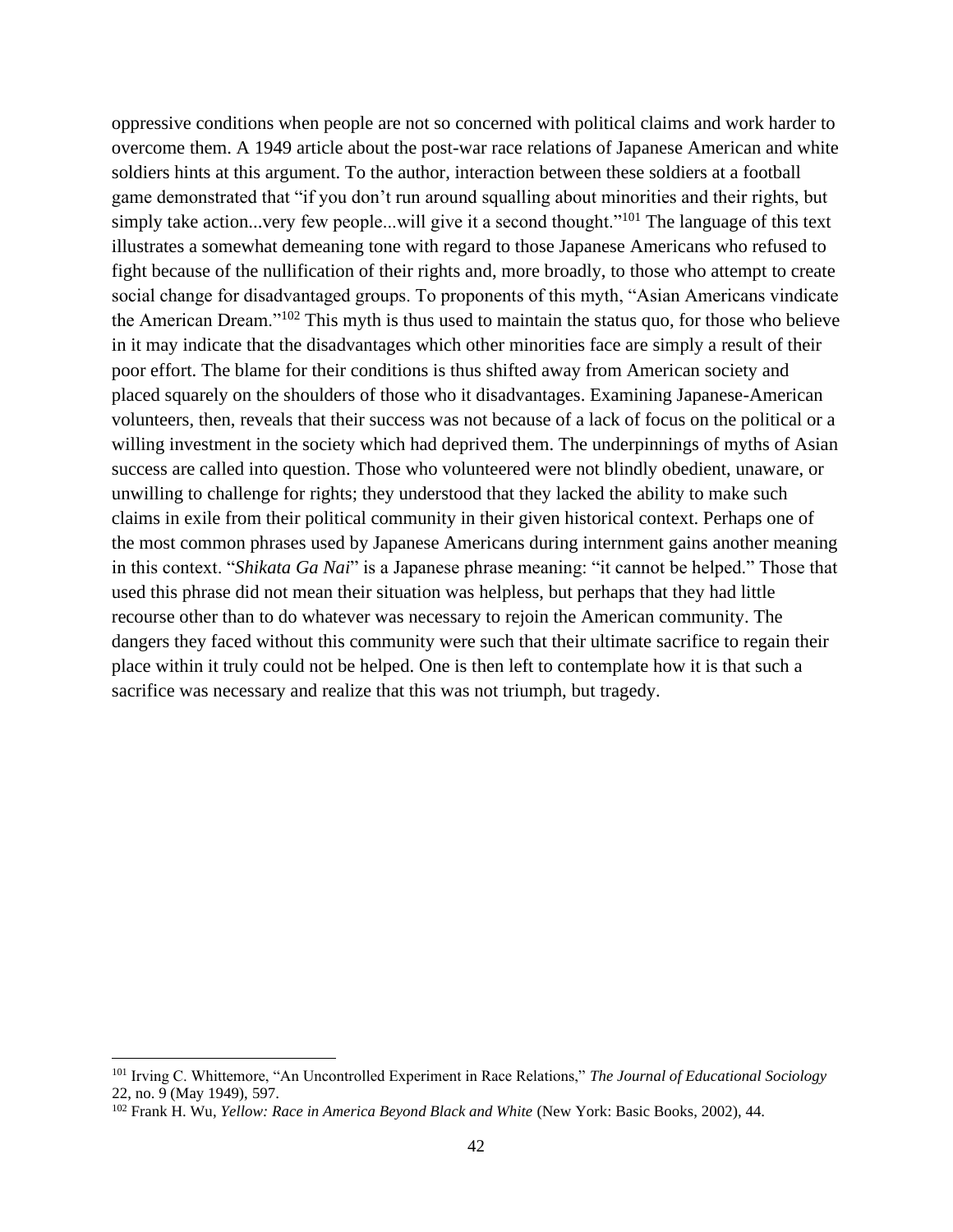oppressive conditions when people are not so concerned with political claims and work harder to overcome them. A 1949 article about the post-war race relations of Japanese American and white soldiers hints at this argument. To the author, interaction between these soldiers at a football game demonstrated that "if you don't run around squalling about minorities and their rights, but simply take action...very few people...will give it a second thought."[101] The language of this text illustrates a somewhat demeaning tone with regard to those Japanese Americans who refused to fight because of the nullification of their rights and, more broadly, to those who attempt to create social change for disadvantaged groups. To proponents of this myth, "Asian Americans vindicate the American Dream."[102] This myth is thus used to maintain the status quo, for those who believe in it may indicate that the disadvantages which other minorities face are simply a result of their poor effort. The blame for their conditions is thus shifted away from American society and placed squarely on the shoulders of those who it disadvantages. Examining Japanese-American volunteers, then, reveals that their success was not because of a lack of focus on the political or a willing investment in the society which had deprived them. The underpinnings of myths of Asian success are called into question. Those who volunteered were not blindly obedient, unaware, or unwilling to challenge for rights; they understood that they lacked the ability to make such claims in exile from their political community in their given historical context. Perhaps one of the most common phrases used by Japanese Americans during internment gains another meaning in this context. "*Shikata Ga Nai*" is a Japanese phrase meaning: "it cannot be helped." Those that used this phrase did not mean their situation was helpless, but perhaps that they had little recourse other than to do whatever was necessary to rejoin the American community. The dangers they faced without this community were such that their ultimate sacrifice to regain their place within it truly could not be helped. One is then left to contemplate how it is that such a sacrifice was necessary and realize that this was not triumph, but tragedy.

---

[101] Irving C. Whittemore, "An Uncontrolled Experiment in Race Relations," *The Journal of Educational Sociology* 22, no. 9 (May 1949), 597.

[102] Frank H. Wu, *Yellow: Race in America Beyond Black and White* (New York: Basic Books, 2002), 44.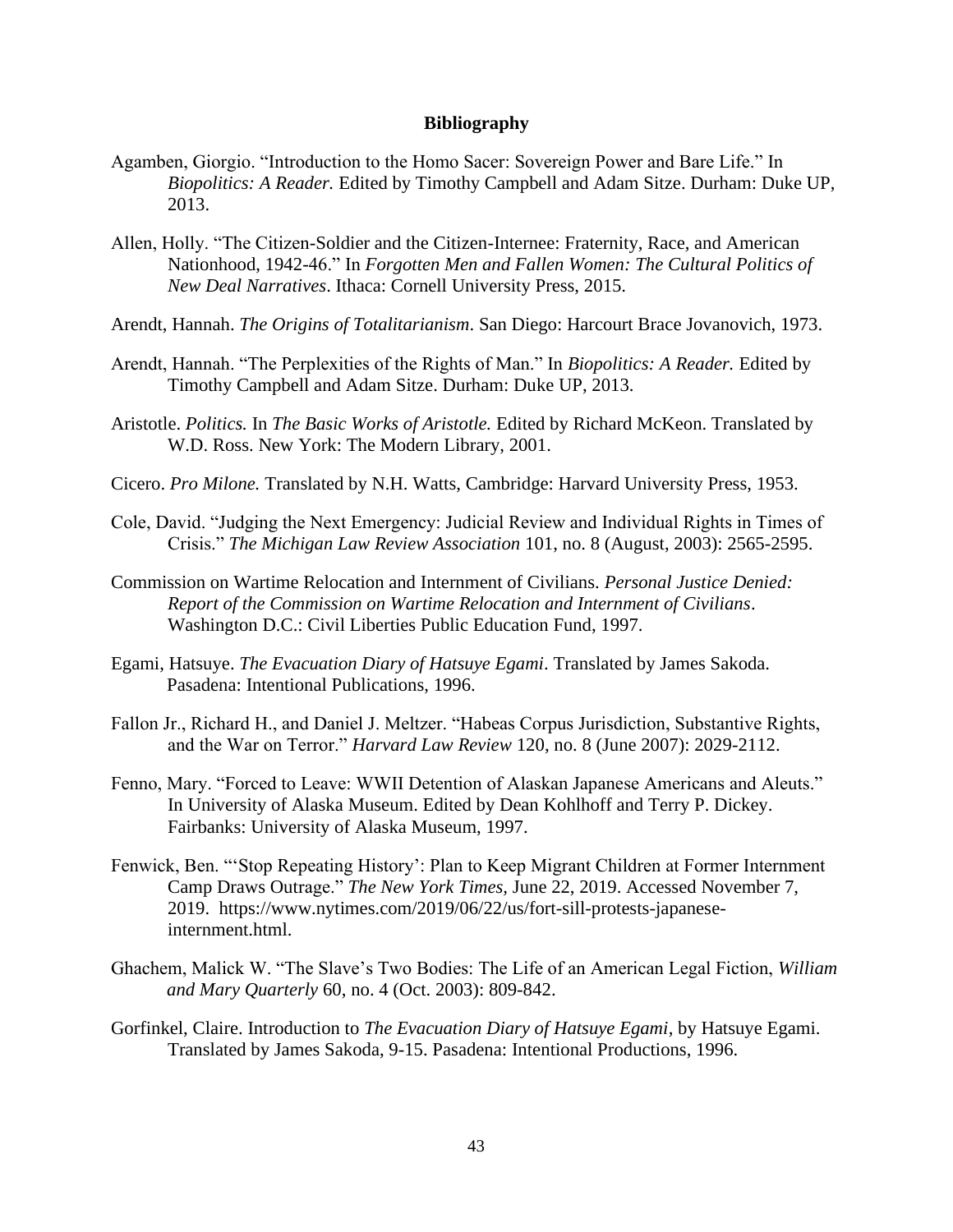**Bibliography**

Agamben, Giorgio. "Introduction to the Homo Sacer: Sovereign Power and Bare Life." In *Biopolitics: A Reader.* Edited by Timothy Campbell and Adam Sitze. Durham: Duke UP, 2013.

Allen, Holly. "The Citizen-Soldier and the Citizen-Internee: Fraternity, Race, and American Nationhood, 1942-46." In *Forgotten Men and Fallen Women: The Cultural Politics of New Deal Narratives*. Ithaca: Cornell University Press, 2015.

Arendt, Hannah. *The Origins of Totalitarianism*. San Diego: Harcourt Brace Jovanovich, 1973.

Arendt, Hannah. "The Perplexities of the Rights of Man." In *Biopolitics: A Reader.* Edited by Timothy Campbell and Adam Sitze. Durham: Duke UP, 2013.

Aristotle. *Politics.* In *The Basic Works of Aristotle.* Edited by Richard McKeon. Translated by W.D. Ross. New York: The Modern Library, 2001.

Cicero. *Pro Milone.* Translated by N.H. Watts, Cambridge: Harvard University Press, 1953.

Cole, David. "Judging the Next Emergency: Judicial Review and Individual Rights in Times of Crisis." *The Michigan Law Review Association* 101, no. 8 (August, 2003): 2565-2595.

Commission on Wartime Relocation and Internment of Civilians. *Personal Justice Denied: Report of the Commission on Wartime Relocation and Internment of Civilians*. Washington D.C.: Civil Liberties Public Education Fund, 1997.

Egami, Hatsuye. *The Evacuation Diary of Hatsuye Egami*. Translated by James Sakoda. Pasadena: Intentional Publications, 1996.

Fallon Jr., Richard H., and Daniel J. Meltzer. "Habeas Corpus Jurisdiction, Substantive Rights, and the War on Terror." *Harvard Law Review* 120, no. 8 (June 2007): 2029-2112.

Fenno, Mary. "Forced to Leave: WWII Detention of Alaskan Japanese Americans and Aleuts." In University of Alaska Museum. Edited by Dean Kohlhoff and Terry P. Dickey. Fairbanks: University of Alaska Museum, 1997.

Fenwick, Ben. "'Stop Repeating History': Plan to Keep Migrant Children at Former Internment Camp Draws Outrage." *The New York Times,* June 22, 2019. Accessed November 7, 2019. https://www.nytimes.com/2019/06/22/us/fort-sill-protests-japanese-internment.html.

Ghachem, Malick W. "The Slave's Two Bodies: The Life of an American Legal Fiction, *William and Mary Quarterly* 60, no. 4 (Oct. 2003): 809-842.

Gorfinkel, Claire. Introduction to *The Evacuation Diary of Hatsuye Egami*, by Hatsuye Egami. Translated by James Sakoda, 9-15. Pasadena: Intentional Productions, 1996.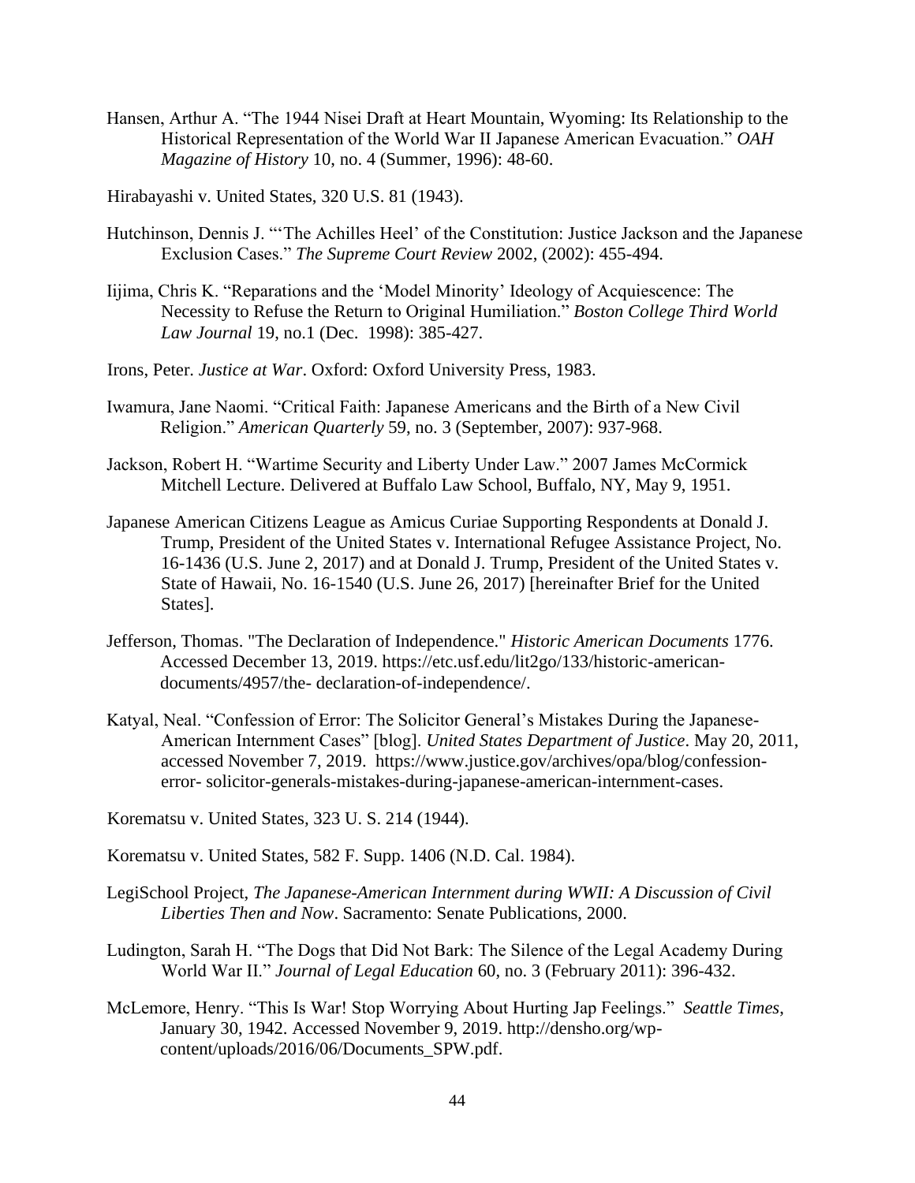Hansen, Arthur A. "The 1944 Nisei Draft at Heart Mountain, Wyoming: Its Relationship to the Historical Representation of the World War II Japanese American Evacuation." *OAH Magazine of History* 10, no. 4 (Summer, 1996): 48-60.

Hirabayashi v. United States, 320 U.S. 81 (1943).

Hutchinson, Dennis J. "'The Achilles Heel' of the Constitution: Justice Jackson and the Japanese Exclusion Cases." *The Supreme Court Review* 2002, (2002): 455-494.

Iijima, Chris K. "Reparations and the 'Model Minority' Ideology of Acquiescence: The Necessity to Refuse the Return to Original Humiliation." *Boston College Third World Law Journal* 19, no.1 (Dec. 1998): 385-427.

Irons, Peter. *Justice at War*. Oxford: Oxford University Press, 1983.

Iwamura, Jane Naomi. "Critical Faith: Japanese Americans and the Birth of a New Civil Religion." *American Quarterly* 59, no. 3 (September, 2007): 937-968.

Jackson, Robert H. "Wartime Security and Liberty Under Law." 2007 James McCormick Mitchell Lecture. Delivered at Buffalo Law School, Buffalo, NY, May 9, 1951.

Japanese American Citizens League as Amicus Curiae Supporting Respondents at Donald J. Trump, President of the United States v. International Refugee Assistance Project, No. 16-1436 (U.S. June 2, 2017) and at Donald J. Trump, President of the United States v. State of Hawaii, No. 16-1540 (U.S. June 26, 2017) [hereinafter Brief for the United States].

Jefferson, Thomas. "The Declaration of Independence." *Historic American Documents* 1776. Accessed December 13, 2019. https://etc.usf.edu/lit2go/133/historic-american-documents/4957/the- declaration-of-independence/.

Katyal, Neal. "Confession of Error: The Solicitor General's Mistakes During the Japanese-American Internment Cases" [blog]. *United States Department of Justice*. May 20, 2011, accessed November 7, 2019. https://www.justice.gov/archives/opa/blog/confession-error- solicitor-generals-mistakes-during-japanese-american-internment-cases.

Korematsu v. United States, 323 U. S. 214 (1944).

Korematsu v. United States, 582 F. Supp. 1406 (N.D. Cal. 1984).

LegiSchool Project, *The Japanese-American Internment during WWII: A Discussion of Civil Liberties Then and Now*. Sacramento: Senate Publications, 2000.

Ludington, Sarah H. "The Dogs that Did Not Bark: The Silence of the Legal Academy During World War II." *Journal of Legal Education* 60, no. 3 (February 2011): 396-432.

McLemore, Henry. "This Is War! Stop Worrying About Hurting Jap Feelings." *Seattle Times*, January 30, 1942. Accessed November 9, 2019. http://densho.org/wp-content/uploads/2016/06/Documents_SPW.pdf.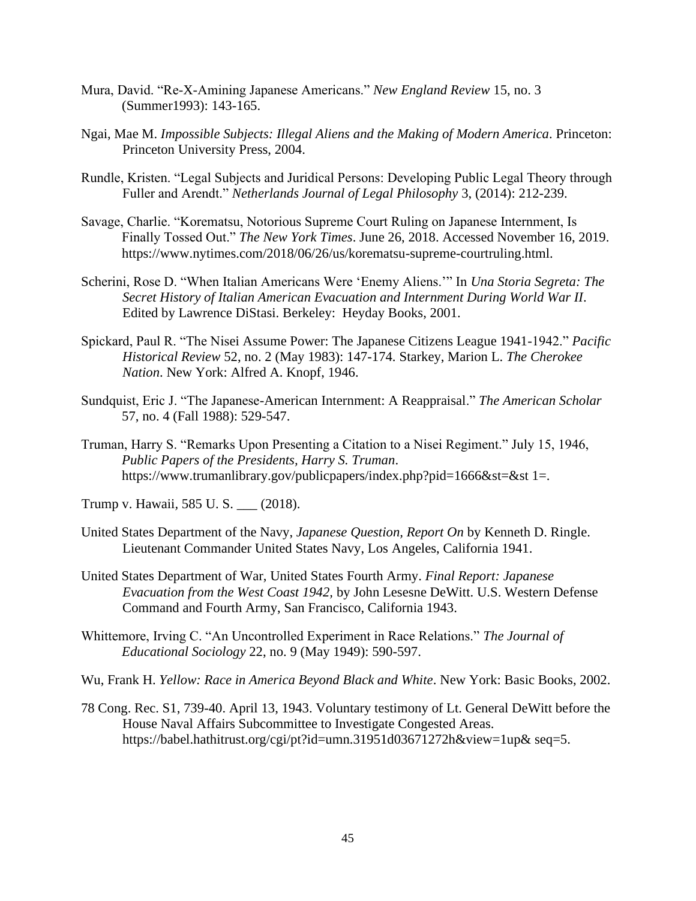Mura, David. "Re-X-Amining Japanese Americans." *New England Review* 15, no. 3 (Summer1993): 143-165.

Ngai, Mae M. *Impossible Subjects: Illegal Aliens and the Making of Modern America*. Princeton: Princeton University Press, 2004.

Rundle, Kristen. "Legal Subjects and Juridical Persons: Developing Public Legal Theory through Fuller and Arendt." *Netherlands Journal of Legal Philosophy* 3, (2014): 212-239.

Savage, Charlie. "Korematsu, Notorious Supreme Court Ruling on Japanese Internment, Is Finally Tossed Out." *The New York Times*. June 26, 2018. Accessed November 16, 2019. https://www.nytimes.com/2018/06/26/us/korematsu-supreme-courtruling.html.

Scherini, Rose D. "When Italian Americans Were 'Enemy Aliens.'" In *Una Storia Segreta: The Secret History of Italian American Evacuation and Internment During World War II*. Edited by Lawrence DiStasi. Berkeley: Heyday Books, 2001.

Spickard, Paul R. "The Nisei Assume Power: The Japanese Citizens League 1941-1942." *Pacific Historical Review* 52, no. 2 (May 1983): 147-174. Starkey, Marion L. *The Cherokee Nation*. New York: Alfred A. Knopf, 1946.

Sundquist, Eric J. "The Japanese-American Internment: A Reappraisal." *The American Scholar* 57, no. 4 (Fall 1988): 529-547.

Truman, Harry S. "Remarks Upon Presenting a Citation to a Nisei Regiment." July 15, 1946, *Public Papers of the Presidents, Harry S. Truman*. https://www.trumanlibrary.gov/publicpapers/index.php?pid=1666&st=&st 1=.

Trump v. Hawaii, 585 U. S. ___ (2018).

United States Department of the Navy, *Japanese Question, Report On* by Kenneth D. Ringle. Lieutenant Commander United States Navy, Los Angeles, California 1941.

United States Department of War, United States Fourth Army. *Final Report: Japanese Evacuation from the West Coast 1942*, by John Lesesne DeWitt. U.S. Western Defense Command and Fourth Army, San Francisco, California 1943.

Whittemore, Irving C. "An Uncontrolled Experiment in Race Relations." *The Journal of Educational Sociology* 22, no. 9 (May 1949): 590-597.

Wu, Frank H. *Yellow: Race in America Beyond Black and White*. New York: Basic Books, 2002.

78 Cong. Rec. S1, 739-40. April 13, 1943. Voluntary testimony of Lt. General DeWitt before the House Naval Affairs Subcommittee to Investigate Congested Areas. https://babel.hathitrust.org/cgi/pt?id=umn.31951d03671272h&view=1up& seq=5.